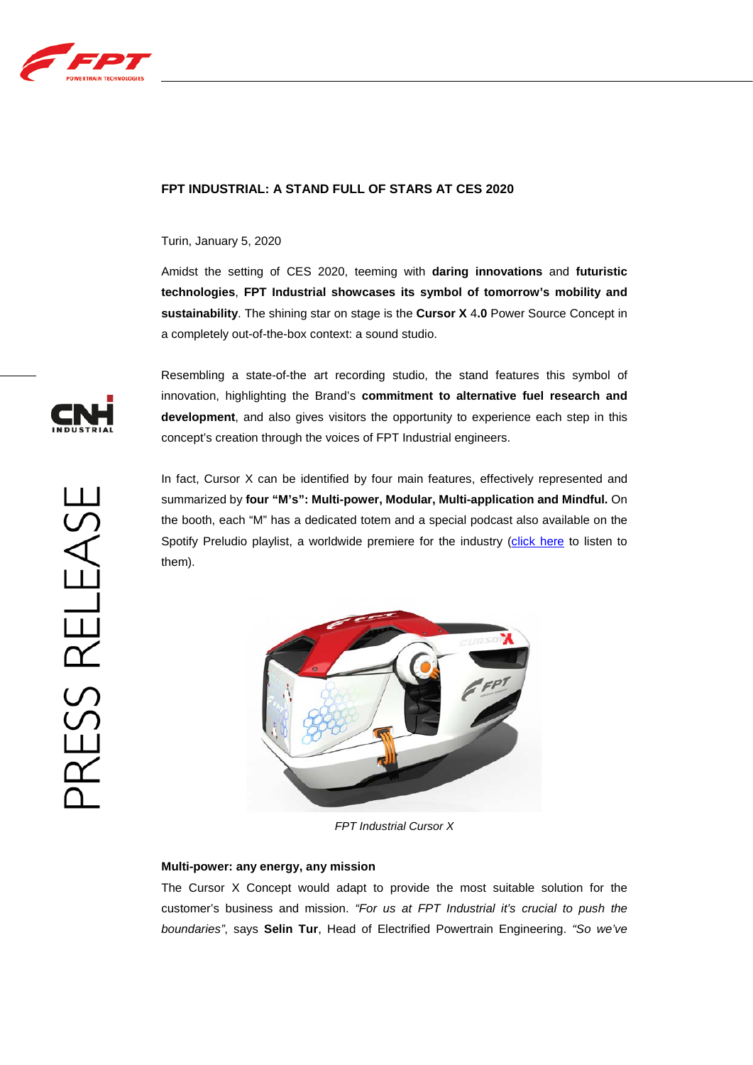**FPT INDUSTRIAL: A STAND FULL OF STARS AT CES 2020**

Turin, January 5, 2020

Amidst the setting of CES 2020, teeming with **daring innovations** and **futuristic technologies**, **FPT Industrial showcases its symbol of tomorrow's mobility and sustainability**. The shining star on stage is the **Cursor X** 4**.0** Power Source Concept in a completely out-of-the-box context: a sound studio.

Resembling a state-of-the art recording studio, the stand features this symbol of innovation, highlighting the Brand's **commitment to alternative fuel research and development**, and also gives visitors the opportunity to experience each step in this concept's creation through the voices of FPT Industrial engineers.

In fact, Cursor X can be identified by four main features, effectively represented and summarized by **four "M's": Multi-power, Modular, Multi-application and Mindful.** On the booth, each "M" has a dedicated totem and a special podcast also available on the Spotify Preludio playlist, a worldwide premiere for the industry (click here to listen to them).

*FPT Industrial Cursor X*

**Multi-power: any energy, any mission**

The Cursor X Concept would adapt to provide the most suitable solution for the customer's business and mission. *"For us at FPT Industrial it's crucial to push the boundaries"*, says **Selin Tur**, Head of Electrified Powertrain Engineering. *"So we've*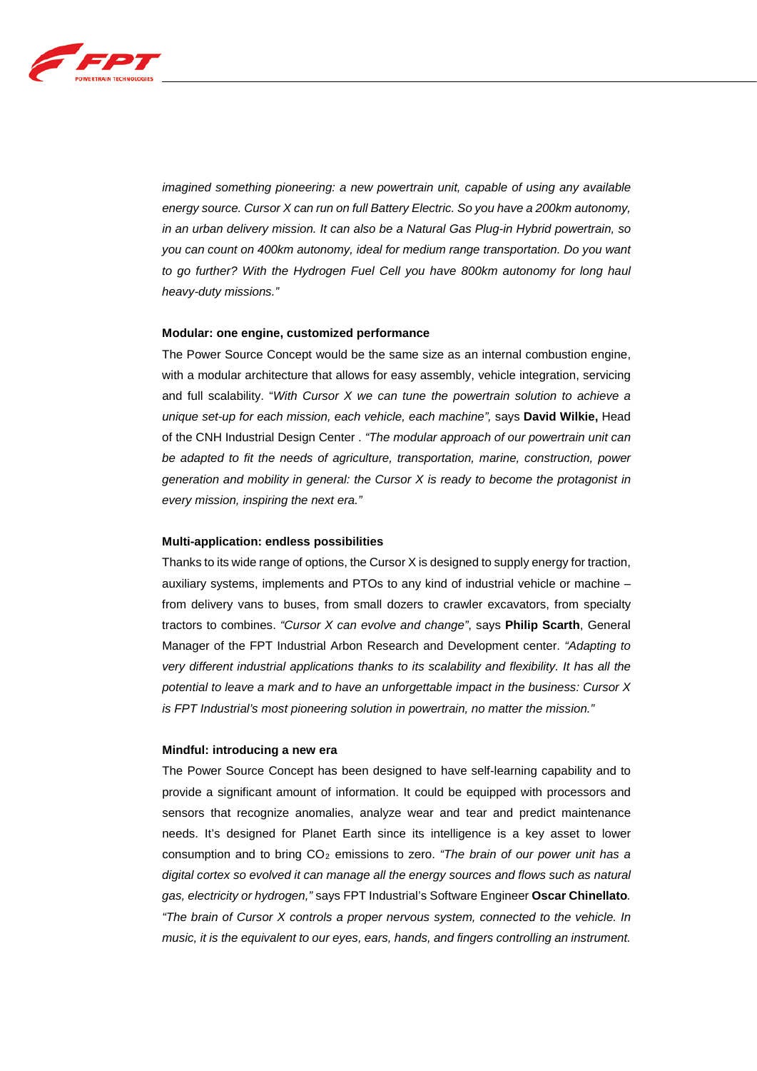*imagined something pioneering: a new powertrain unit, capable of using any available energy source. Cursor X can run on full Battery Electric. So you have a 200km autonomy, in an urban delivery mission. It can also be a Natural Gas Plug-in Hybrid powertrain, so you can count on 400km autonomy, ideal for medium range transportation. Do you want to go further? With the Hydrogen Fuel Cell you have 800km autonomy for long haul heavy-duty missions."*

**Modular: one engine, customized performance**

The Power Source Concept would be the same size as an internal combustion engine, with a modular architecture that allows for easy assembly, vehicle integration, servicing and full scalability. "*With Cursor X we can tune the powertrain solution to achieve a unique set-up for each mission, each vehicle, each machine",* says **David Wilkie,** Head of the CNH Industrial Design Center . *"The modular approach of our powertrain unit can be adapted to fit the needs of agriculture, transportation, marine, construction, power generation and mobility in general: the Cursor X is ready to become the protagonist in every mission, inspiring the next era."*

**Multi-application: endless possibilities**

Thanks to its wide range of options, the Cursor X is designed to supply energy for traction, auxiliary systems, implements and PTOs to any kind of industrial vehicle or machine – from delivery vans to buses, from small dozers to crawler excavators, from specialty tractors to combines. *"Cursor X can evolve and change"*, says **Philip Scarth**, General Manager of the FPT Industrial Arbon Research and Development center. *"Adapting to very different industrial applications thanks to its scalability and flexibility. It has all the potential to leave a mark and to have an unforgettable impact in the business: Cursor X is FPT Industrial's most pioneering solution in powertrain, no matter the mission."*

**Mindful: introducing a new era**

The Power Source Concept has been designed to have self-learning capability and to provide a significant amount of information. It could be equipped with processors and sensors that recognize anomalies, analyze wear and tear and predict maintenance needs. It's designed for Planet Earth since its intelligence is a key asset to lower consumption and to bring $CO_2$ emissions to zero. *"The brain of our power unit has a digital cortex so evolved it can manage all the energy sources and flows such as natural gas, electricity or hydrogen,"* says FPT Industrial's Software Engineer **Oscar Chinellato**. *"The brain of Cursor X controls a proper nervous system, connected to the vehicle. In music, it is the equivalent to our eyes, ears, hands, and fingers controlling an instrument.*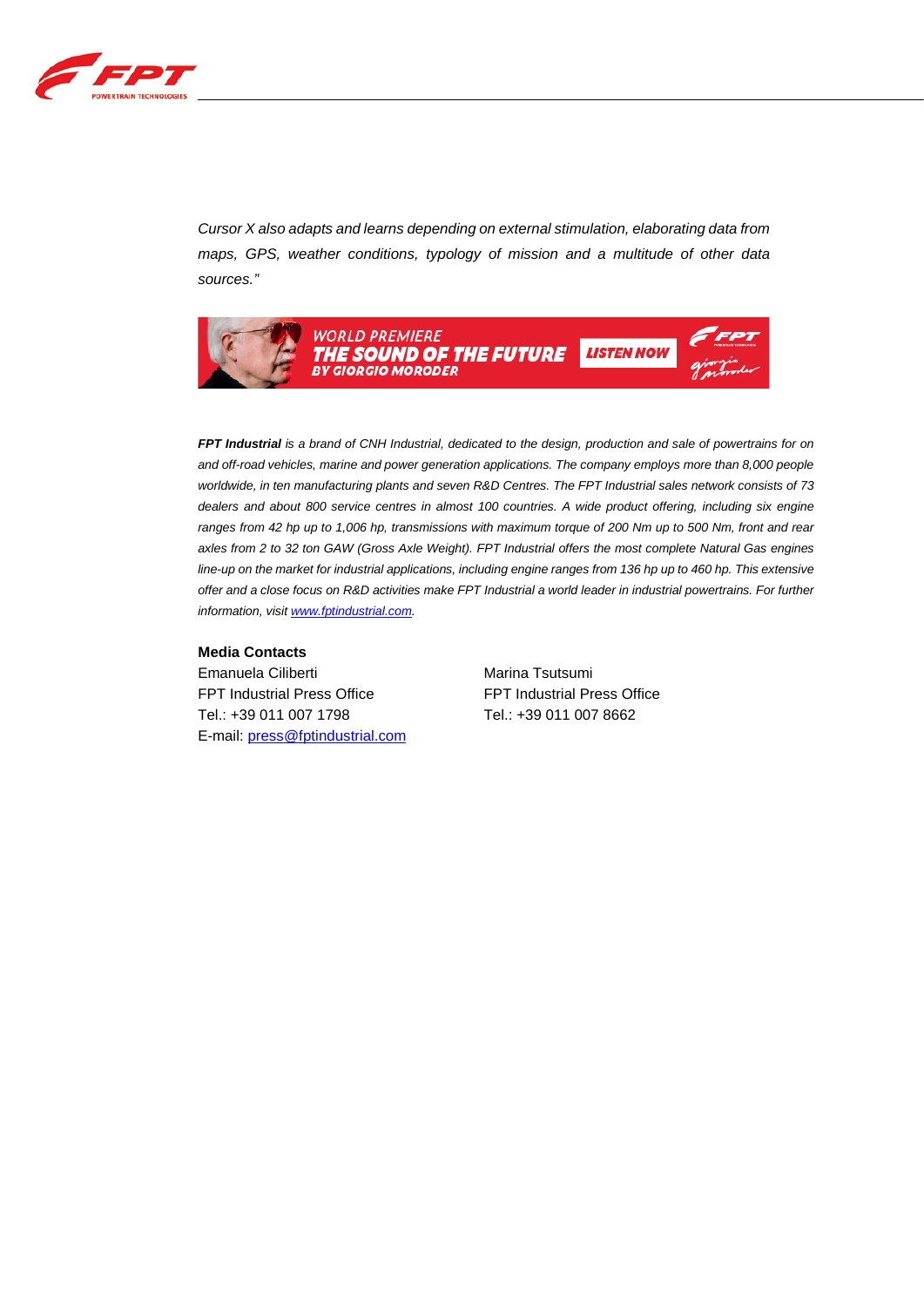*Cursor X also adapts and learns depending on external stimulation, elaborating data from maps, GPS, weather conditions, typology of mission and a multitude of other data sources."*

WORLD PREMIERE
THE SOUND OF THE FUTURE
BY GIORGIO MORODER
LISTEN NOW

***FPT Industrial** is a brand of CNH Industrial, dedicated to the design, production and sale of powertrains for on and off-road vehicles, marine and power generation applications. The company employs more than 8,000 people worldwide, in ten manufacturing plants and seven R&D Centres. The FPT Industrial sales network consists of 73 dealers and about 800 service centres in almost 100 countries. A wide product offering, including six engine ranges from 42 hp up to 1,006 hp, transmissions with maximum torque of 200 Nm up to 500 Nm, front and rear axles from 2 to 32 ton GAW (Gross Axle Weight). FPT Industrial offers the most complete Natural Gas engines line-up on the market for industrial applications, including engine ranges from 136 hp up to 460 hp. This extensive offer and a close focus on R&D activities make FPT Industrial a world leader in industrial powertrains. For further information, visit [www.fptindustrial.com](http://www.fptindustrial.com).*

**Media Contacts**

Emanuela Ciliberti
FPT Industrial Press Office
Tel.: +39 011 007 1798
E-mail: [press@fptindustrial.com](mailto:press@fptindustrial.com)

Marina Tsutsumi
FPT Industrial Press Office
Tel.: +39 011 007 8662